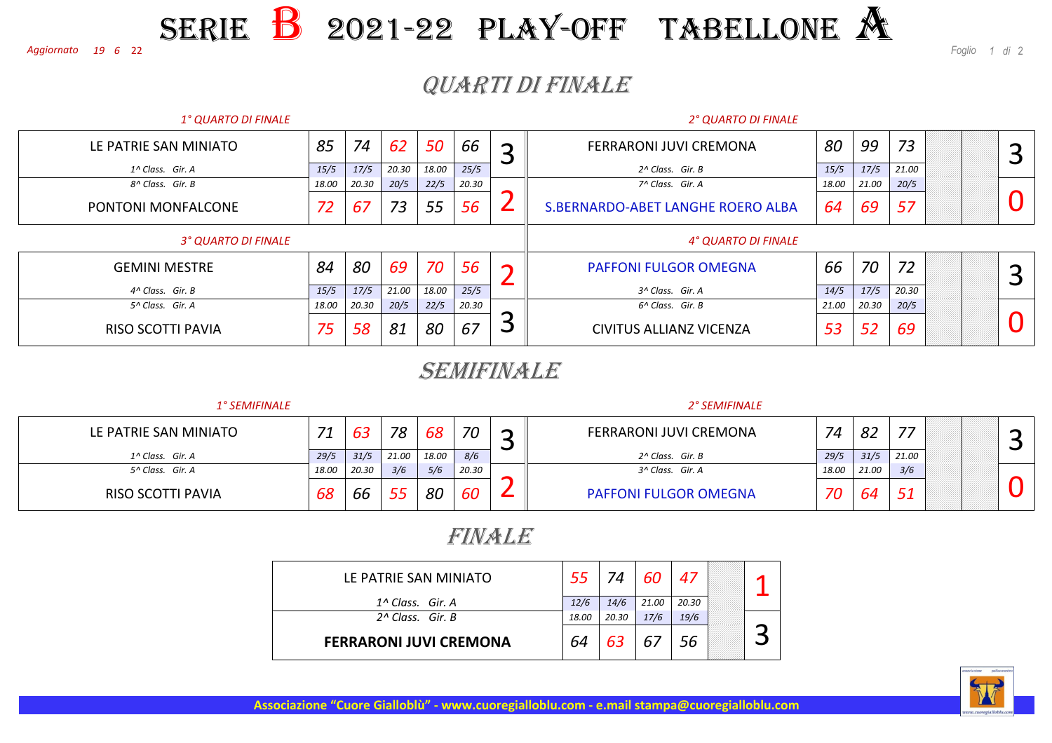# SERIE B 2021-22 PLAY-OFF TABELLONE A

*Aggiornato 19 6 22*

## QUARTI DI FINALE

### 1° QUARTO DI FINALE

| Squadra | G1 | G2 | G3 | G4 | G5 | Vittorie |
|---|---|---|---|---|---|---|
| LE PATRIE SAN MINIATO (1^ Class. Gir. A) | 85 | 74 | 62 | 50 | 66 | 3 |
| | 15/5 18.00 | 17/5 20.30 | 20.30 20/5 | 18.00 22/5 | 25/5 20.30 | |
| PONTONI MONFALCONE (8^ Class. Gir. B) | 72 | 67 | 73 | 55 | 56 | 2 |

### 2° QUARTO DI FINALE

| Squadra | G1 | G2 | G3 | G4 | G5 | Vittorie |
|---|---|---|---|---|---|---|
| FERRARONI JUVI CREMONA (2^ Class. Gir. B) | 80 | 99 | 73 | | | 3 |
| | 15/5 18.00 | 17/5 21.00 | 21.00 20/5 | | | |
| S.BERNARDO-ABET LANGHE ROERO ALBA (7^ Class. Gir. A) | 64 | 69 | 57 | | | 0 |

### 3° QUARTO DI FINALE

| Squadra | G1 | G2 | G3 | G4 | G5 | Vittorie |
|---|---|---|---|---|---|---|
| GEMINI MESTRE (4^ Class. Gir. B) | 84 | 80 | 69 | 70 | 56 | 2 |
| | 15/5 18.00 | 17/5 20.30 | 21.00 20/5 | 18.00 22/5 | 25/5 20.30 | |
| RISO SCOTTI PAVIA (5^ Class. Gir. A) | 75 | 58 | 81 | 80 | 67 | 3 |

### 4° QUARTO DI FINALE

| Squadra | G1 | G2 | G3 | G4 | G5 | Vittorie |
|---|---|---|---|---|---|---|
| PAFFONI FULGOR OMEGNA (3^ Class. Gir. A) | 66 | 70 | 72 | | | 3 |
| | 14/5 21.00 | 17/5 20.30 | 20.30 20/5 | | | |
| CIVITUS ALLIANZ VICENZA (6^ Class. Gir. B) | 53 | 52 | 69 | | | 0 |

## SEMIFINALE

### 1° SEMIFINALE

| Squadra | G1 | G2 | G3 | G4 | G5 | Vittorie |
|---|---|---|---|---|---|---|
| LE PATRIE SAN MINIATO (1^ Class. Gir. A) | 71 | 63 | 78 | 68 | 70 | 3 |
| | 29/5 18.00 | 31/5 20.30 | 21.00 3/6 | 18.00 5/6 | 8/6 20.30 | |
| RISO SCOTTI PAVIA (5^ Class. Gir. A) | 68 | 66 | 55 | 80 | 60 | 2 |

### 2° SEMIFINALE

| Squadra | G1 | G2 | G3 | G4 | G5 | Vittorie |
|---|---|---|---|---|---|---|
| FERRARONI JUVI CREMONA (2^ Class. Gir. B) | 74 | 82 | 77 | | | 3 |
| | 29/5 18.00 | 31/5 21.00 | 21.00 3/6 | | | |
| PAFFONI FULGOR OMEGNA (3^ Class. Gir. A) | 70 | 64 | 51 | | | 0 |

## FINALE

| Squadra | G1 | G2 | G3 | G4 | G5 | Vittorie |
|---|---|---|---|---|---|---|
| LE PATRIE SAN MINIATO (1^ Class. Gir. A) | 55 | 74 | 60 | 47 | | 1 |
| | 12/6 18.00 | 14/6 20.30 | 21.00 17/6 | 20.30 19/6 | | |
| **FERRARONI JUVI CREMONA** (2^ Class. Gir. B) | 64 | 63 | 67 | 56 | | 3 |

**Associazione "Cuore Giallоblù" - www.cuoregialloblu.com - e.mail stampa@cuoregialloblu.com**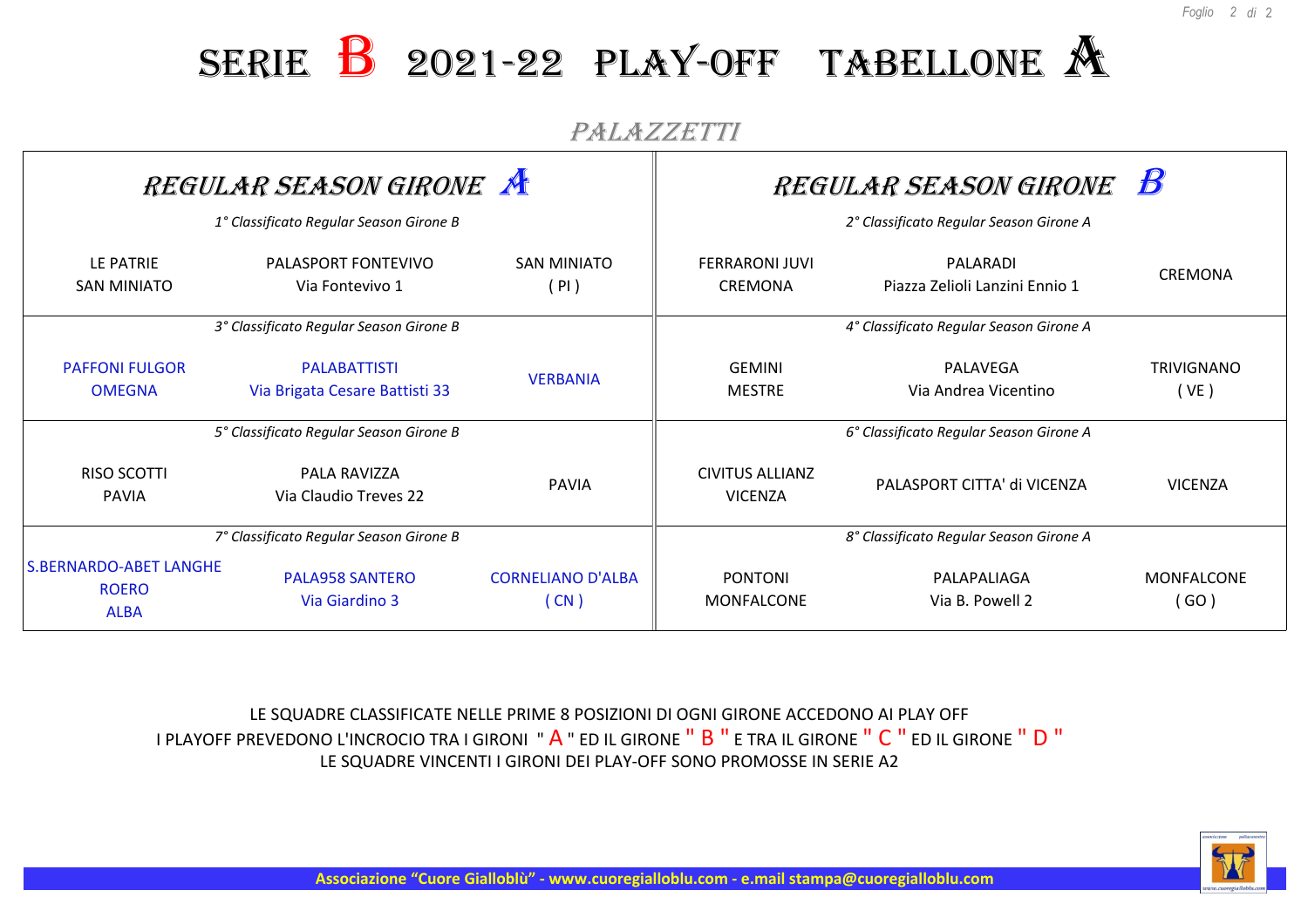# SERIE B 2021-22 PLAY-OFF TABELLONE A

## PALAZZETTI

| REGULAR SEASON GIRONE A | | | REGULAR SEASON GIRONE B | | |
|---|---|---|---|---|---|
| *1° Classificato Regular Season Girone B* | | | *2° Classificato Regular Season Girone A* | | |
| LE PATRIE SAN MINIATO | PALASPORT FONTEVIVO Via Fontevivo 1 | SAN MINIATO ( PI ) | FERRARONI JUVI CREMONA | PALARADI Piazza Zelioli Lanzini Ennio 1 | CREMONA |
| *3° Classificato Regular Season Girone B* | | | *4° Classificato Regular Season Girone A* | | |
| PAFFONI FULGOR OMEGNA | PALABATTISTI Via Brigata Cesare Battisti 33 | VERBANIA | GEMINI MESTRE | PALAVEGA Via Andrea Vicentino | TRIVIGNANO ( VE ) |
| *5° Classificato Regular Season Girone B* | | | *6° Classificato Regular Season Girone A* | | |
| RISO SCOTTI PAVIA | PALA RAVIZZA Via Claudio Treves 22 | PAVIA | CIVITUS ALLIANZ VICENZA | PALASPORT CITTA' di VICENZA | VICENZA |
| *7° Classificato Regular Season Girone B* | | | *8° Classificato Regular Season Girone A* | | |
| S.BERNARDO-ABET LANGHE ROERO ALBA | PALA958 SANTERO Via Giardino 3 | CORNELIANO D'ALBA ( CN ) | PONTONI MONFALCONE | PALAPALIAGA Via B. Powell 2 | MONFALCONE ( GO ) |

LE SQUADRE CLASSIFICATE NELLE PRIME 8 POSIZIONI DI OGNI GIRONE ACCEDONO AI PLAY OFF

I PLAYOFF PREVEDONO L'INCROCIO TRA I GIRONI " A " ED IL GIRONE " B " E TRA IL GIRONE " C " ED IL GIRONE " D "

LE SQUADRE VINCENTI I GIRONI DEI PLAY-OFF SONO PROMOSSE IN SERIE A2

**Associazione "Cuore Gialloblù" - www.cuoregialloblu.com - e.mail stampa@cuoregialloblu.com**